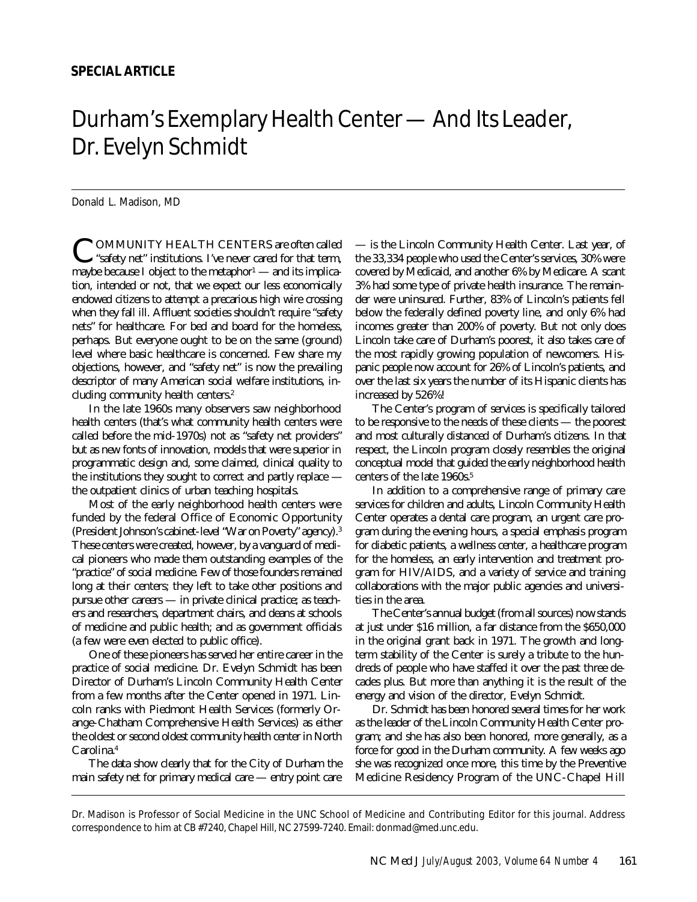**SPECIAL ARTICLE**

# Durham's Exemplary Health Center — And Its Leader, Dr. Evelyn Schmidt

Donald L. Madison, MD

COMMUNITY HEALTH CENTERS are often called "safety net" institutions. I've never cared for that term, maybe because I object to the metaphor[1] — and its implication, intended or not, that we expect our less economically endowed citizens to attempt a precarious high wire crossing when they fall ill. Affluent societies shouldn't require "safety nets" for healthcare. For bed and board for the homeless, perhaps. But everyone ought to be on the same (ground) level where basic healthcare is concerned. Few share my objections, however, and "safety net" is now the prevailing descriptor of many American social welfare institutions, including community health centers.[2]

In the late 1960s many observers saw neighborhood health centers (that's what community health centers were called before the mid-1970s) not as "safety net providers" but as new fonts of innovation, models that were superior in programmatic design and, some claimed, clinical quality to the institutions they sought to correct and partly replace — the outpatient clinics of urban teaching hospitals.

Most of the early neighborhood health centers were funded by the federal Office of Economic Opportunity (President Johnson's cabinet-level "War on Poverty" agency).[3] These centers were created, however, by a vanguard of medical pioneers who made them outstanding examples of the "practice" of social medicine. Few of those founders remained long at their centers; they left to take other positions and pursue other careers — in private clinical practice; as teachers and researchers, department chairs, and deans at schools of medicine and public health; and as government officials (a few were even elected to public office).

One of these pioneers has served her entire career in the practice of social medicine. Dr. Evelyn Schmidt has been Director of Durham's Lincoln Community Health Center from a few months after the Center opened in 1971. Lincoln ranks with Piedmont Health Services (formerly Orange-Chatham Comprehensive Health Services) as either the oldest or second oldest community health center in North Carolina.[4]

The data show clearly that for the City of Durham the main safety net for primary medical care — entry point care — is the Lincoln Community Health Center. Last year, of the 33,334 people who used the Center's services, 30% were covered by Medicaid, and another 6% by Medicare. A scant 3% had some type of private health insurance. The remainder were uninsured. Further, 83% of Lincoln's patients fell below the federally defined poverty line, and only 6% had incomes greater than 200% of poverty. But not only does Lincoln take care of Durham's poorest, it also takes care of the most rapidly growing population of newcomers. Hispanic people now account for 26% of Lincoln's patients, and over the last six years the number of its Hispanic clients has increased by 526%!

The Center's program of services is specifically tailored to be responsive to the needs of these clients — the poorest and most culturally distanced of Durham's citizens. In that respect, the Lincoln program closely resembles the original conceptual model that guided the early neighborhood health centers of the late 1960s.[5]

In addition to a comprehensive range of primary care services for children and adults, Lincoln Community Health Center operates a dental care program, an urgent care program during the evening hours, a special emphasis program for diabetic patients, a wellness center, a healthcare program for the homeless, an early intervention and treatment program for HIV/AIDS, and a variety of service and training collaborations with the major public agencies and universities in the area.

The Center's annual budget (from all sources) now stands at just under $16 million, a far distance from the $650,000 in the original grant back in 1971. The growth and long-term stability of the Center is surely a tribute to the hundreds of people who have staffed it over the past three decades plus. But more than anything it is the result of the energy and vision of the director, Evelyn Schmidt.

Dr. Schmidt has been honored several times for her work as the leader of the Lincoln Community Health Center program; and she has also been honored, more generally, as a force for good in the Durham community. A few weeks ago she was recognized once more, this time by the Preventive Medicine Residency Program of the UNC-Chapel Hill

---

Dr. Madison is Professor of Social Medicine in the UNC School of Medicine and Contributing Editor for this journal. Address correspondence to him at CB #7240, Chapel Hill, NC 27599-7240. Email: donmad@med.unc.edu.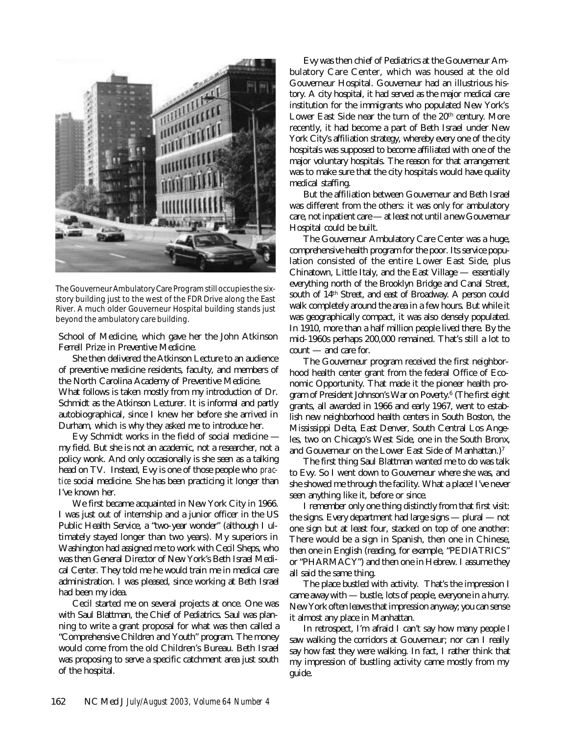The Gouverneur Ambulatory Care Program still occupies the six-story building just to the west of the FDR Drive along the East River. A much older Gouverneur Hospital building stands just beyond the ambulatory care building.

School of Medicine, which gave her the John Atkinson Ferrell Prize in Preventive Medicine.

She then delivered the Atkinson Lecture to an audience of preventive medicine residents, faculty, and members of the North Carolina Academy of Preventive Medicine.

What follows is taken mostly from my introduction of Dr. Schmidt as the Atkinson Lecturer. It is informal and partly autobiographical, since I knew her before she arrived in Durham, which is why they asked me to introduce her.

Evy Schmidt works in the field of social medicine — my field. But she is not an academic, not a researcher, not a policy wonk. And only occasionally is she seen as a talking head on TV. Instead, Evy is one of those people who *practice* social medicine. She has been practicing it longer than I've known her.

We first became acquainted in New York City in 1966. I was just out of internship and a junior officer in the US Public Health Service, a "two-year wonder" (although I ultimately stayed longer than two years). My superiors in Washington had assigned me to work with Cecil Sheps, who was then General Director of New York's Beth Israel Medical Center. They told me he would train me in medical care administration. I was pleased, since working at Beth Israel had been my idea.

Cecil started me on several projects at once. One was with Saul Blattman, the Chief of Pediatrics. Saul was planning to write a grant proposal for what was then called a "Comprehensive Children and Youth" program. The money would come from the old Children's Bureau. Beth Israel was proposing to serve a specific catchment area just south of the hospital.

Evy was then chief of Pediatrics at the Gouverneur Ambulatory Care Center, which was housed at the old Gouverneur Hospital. Gouverneur had an illustrious history. A city hospital, it had served as the major medical care institution for the immigrants who populated New York's Lower East Side near the turn of the 20th century. More recently, it had become a part of Beth Israel under New York City's affiliation strategy, whereby every one of the city hospitals was supposed to become affiliated with one of the major voluntary hospitals. The reason for that arrangement was to make sure that the city hospitals would have quality medical staffing.

But the affiliation between Gouverneur and Beth Israel was different from the others: it was only for ambulatory care, not inpatient care — at least not until a new Gouverneur Hospital could be built.

The Gouverneur Ambulatory Care Center was a huge, comprehensive health program for the poor. Its service population consisted of the entire Lower East Side, plus Chinatown, Little Italy, and the East Village — essentially everything north of the Brooklyn Bridge and Canal Street, south of 14th Street, and east of Broadway. A person could walk completely around the area in a few hours. But while it was geographically compact, it was also densely populated. In 1910, more than a half million people lived there. By the mid-1960s perhaps 200,000 remained. That's still a lot to count — and care for.

The Gouverneur program received the first neighborhood health center grant from the federal Office of Economic Opportunity. That made it the pioneer health program of President Johnson's War on Poverty.[6] (The first eight grants, all awarded in 1966 and early 1967, went to establish new neighborhood health centers in South Boston, the Mississippi Delta, East Denver, South Central Los Angeles, two on Chicago's West Side, one in the South Bronx, and Gouverneur on the Lower East Side of Manhattan.)[7]

The first thing Saul Blattman wanted me to do was talk to Evy. So I went down to Gouverneur where she was, and she showed me through the facility. What a place! I've never seen anything like it, before or since.

I remember only one thing distinctly from that first visit: the signs. Every department had large signs — plural — not one sign but at least four, stacked on top of one another: There would be a sign in Spanish, then one in Chinese, then one in English (reading, for example, "PEDIATRICS" or "PHARMACY") and then one in Hebrew. I assume they all said the same thing.

The place bustled with activity. That's the impression I came away with — bustle, lots of people, everyone in a hurry. New York often leaves that impression anyway; you can sense it almost any place in Manhattan.

In retrospect, I'm afraid I can't say how many people I saw walking the corridors at Gouverneur; nor can I really say how fast they were walking. In fact, I rather think that my impression of bustling activity came mostly from my guide.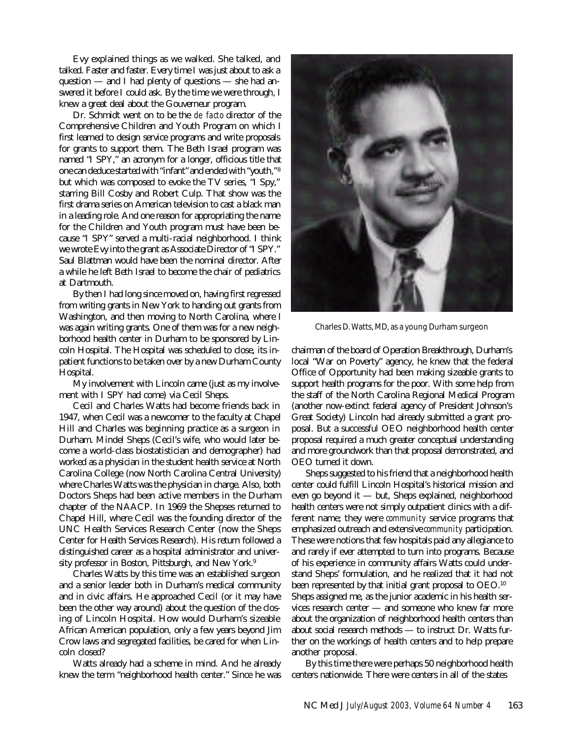Evy explained things as we walked. She talked, and talked. Faster and faster. Every time I was just about to ask a question — and I had plenty of questions — she had answered it before I could ask. By the time we were through, I knew a great deal about the Gouverneur program.

Dr. Schmidt went on to be the *de facto* director of the Comprehensive Children and Youth Program on which I first learned to design service programs and write proposals for grants to support them. The Beth Israel program was named "I SPY," an acronym for a longer, officious title that one can deduce started with "infant" and ended with "youth,"[8] but which was composed to evoke the TV series, "I Spy," starring Bill Cosby and Robert Culp. That show was the first drama series on American television to cast a black man in a leading role. And one reason for appropriating the name for the Children and Youth program must have been because "I SPY" served a multi-racial neighborhood. I think we wrote Evy into the grant as Associate Director of "I SPY." Saul Blattman would have been the nominal director. After a while he left Beth Israel to become the chair of pediatrics at Dartmouth.

By then I had long since moved on, having first regressed from writing grants in New York to handing out grants from Washington, and then moving to North Carolina, where I was again writing grants. One of them was for a new neighborhood health center in Durham to be sponsored by Lincoln Hospital. The Hospital was scheduled to close, its inpatient functions to be taken over by a new Durham County Hospital.

My involvement with Lincoln came (just as my involvement with I SPY had come) via Cecil Sheps.

Cecil and Charles Watts had become friends back in 1947, when Cecil was a newcomer to the faculty at Chapel Hill and Charles was beginning practice as a surgeon in Durham. Mindel Sheps (Cecil's wife, who would later become a world-class biostatistician and demographer) had worked as a physician in the student health service at North Carolina College (now North Carolina Central University) where Charles Watts was the physician in charge. Also, both Doctors Sheps had been active members in the Durham chapter of the NAACP. In 1969 the Shepses returned to Chapel Hill, where Cecil was the founding director of the UNC Health Services Research Center (now the Sheps Center for Health Services Research). His return followed a distinguished career as a hospital administrator and university professor in Boston, Pittsburgh, and New York.[9]

Charles Watts by this time was an established surgeon and a senior leader both in Durham's medical community and in civic affairs. He approached Cecil (or it may have been the other way around) about the question of the closing of Lincoln Hospital. How would Durham's sizeable African American population, only a few years beyond Jim Crow laws and segregated facilities, be cared for when Lincoln closed?

Watts already had a scheme in mind. And he already knew the term "neighborhood health center." Since he was chairman of the board of Operation Breakthrough, Durham's local "War on Poverty" agency, he knew that the federal Office of Opportunity had been making sizeable grants to support health programs for the poor. With some help from the staff of the North Carolina Regional Medical Program (another now-extinct federal agency of President Johnson's Great Society) Lincoln had already submitted a grant proposal. But a successful OEO neighborhood health center proposal required a much greater conceptual understanding and more groundwork than that proposal demonstrated, and OEO turned it down.

Charles D. Watts, MD, as a young Durham surgeon

Sheps suggested to his friend that a neighborhood health center could fulfill Lincoln Hospital's historical mission and even go beyond it — but, Sheps explained, neighborhood health centers were not simply outpatient clinics with a different name; they were *community* service programs that emphasized outreach and extensive *community* participation. These were notions that few hospitals paid any allegiance to and rarely if ever attempted to turn into programs. Because of his experience in community affairs Watts could understand Sheps' formulation, and he realized that it had not been represented by that initial grant proposal to OEO.[10] Sheps assigned me, as the junior academic in his health services research center — and someone who knew far more about the organization of neighborhood health centers than about social research methods — to instruct Dr. Watts further on the workings of health centers and to help prepare another proposal.

By this time there were perhaps 50 neighborhood health centers nationwide. There were centers in all of the states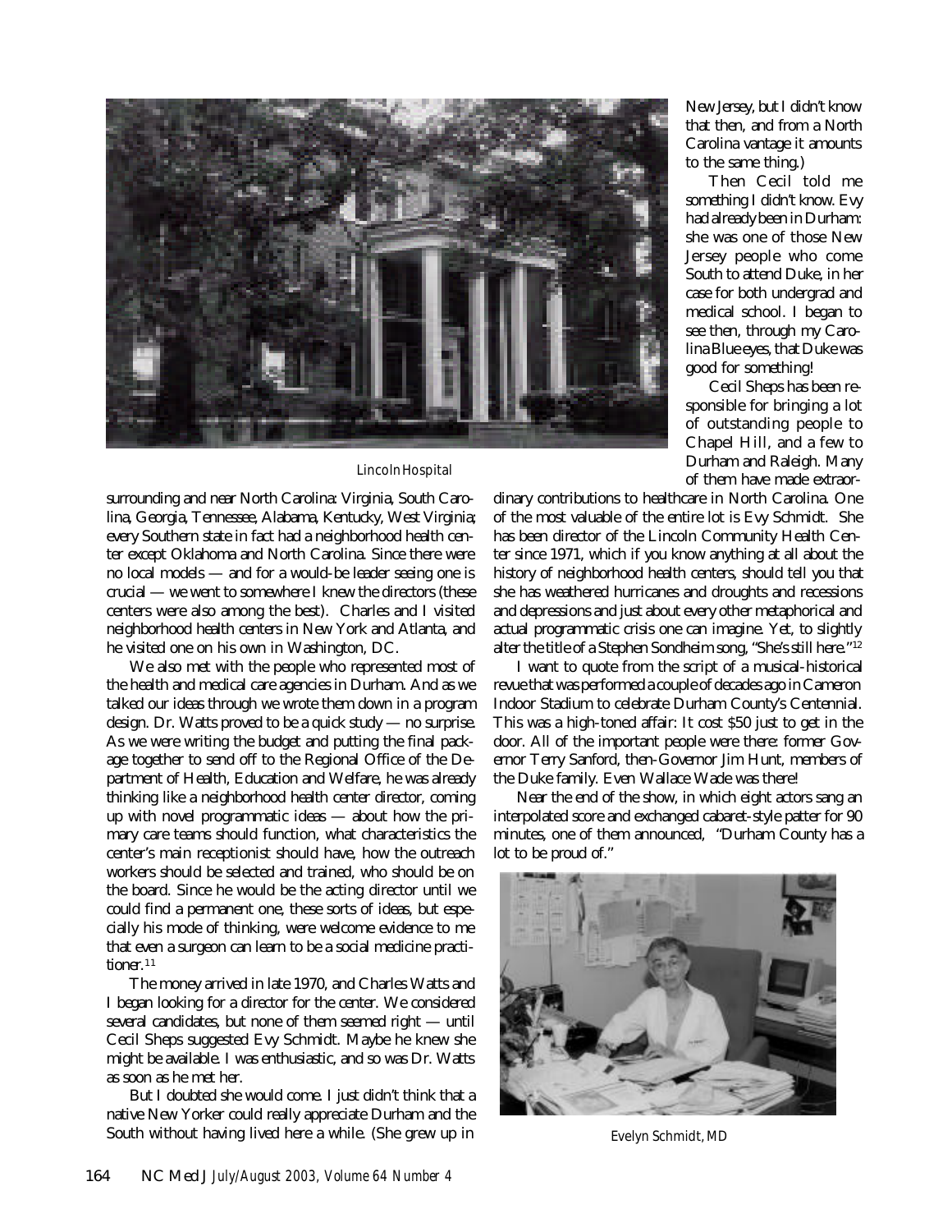Lincoln Hospital

surrounding and near North Carolina: Virginia, South Carolina, Georgia, Tennessee, Alabama, Kentucky, West Virginia; every Southern state in fact had a neighborhood health center except Oklahoma and North Carolina. Since there were no local models — and for a would-be leader seeing one is crucial — we went to somewhere I knew the directors (these centers were also among the best). Charles and I visited neighborhood health centers in New York and Atlanta, and he visited one on his own in Washington, DC.

We also met with the people who represented most of the health and medical care agencies in Durham. And as we talked our ideas through we wrote them down in a program design. Dr. Watts proved to be a quick study — no surprise. As we were writing the budget and putting the final package together to send off to the Regional Office of the Department of Health, Education and Welfare, he was already thinking like a neighborhood health center director, coming up with novel programmatic ideas — about how the primary care teams should function, what characteristics the center's main receptionist should have, how the outreach workers should be selected and trained, who should be on the board. Since he would be the acting director until we could find a permanent one, these sorts of ideas, but especially his mode of thinking, were welcome evidence to me that even a surgeon can learn to be a social medicine practitioner.[11]

The money arrived in late 1970, and Charles Watts and I began looking for a director for the center. We considered several candidates, but none of them seemed right — until Cecil Sheps suggested Evy Schmidt. Maybe he knew she might be available. I was enthusiastic, and so was Dr. Watts as soon as he met her.

But I doubted she would come. I just didn't think that a native New Yorker could really appreciate Durham and the South without having lived here a while. (She grew up in New Jersey, but I didn't know that then, and from a North Carolina vantage it amounts to the same thing.)

Then Cecil told me something I didn't know. Evy had already been in Durham: she was one of those New Jersey people who come South to attend Duke, in her case for both undergrad and medical school. I began to see then, through my Carolina Blue eyes, that Duke was good for something!

Cecil Sheps has been responsible for bringing a lot of outstanding people to Chapel Hill, and a few to Durham and Raleigh. Many of them have made extraordinary contributions to healthcare in North Carolina. One of the most valuable of the entire lot is Evy Schmidt. She has been director of the Lincoln Community Health Center since 1971, which if you know anything at all about the history of neighborhood health centers, should tell you that she has weathered hurricanes and droughts and recessions and depressions and just about every other metaphorical and actual programmatic crisis one can imagine. Yet, to slightly alter the title of a Stephen Sondheim song, "She's still here."[12]

I want to quote from the script of a musical-historical revue that was performed a couple of decades ago in Cameron Indoor Stadium to celebrate Durham County's Centennial. This was a high-toned affair: It cost $50 just to get in the door. All of the important people were there: former Governor Terry Sanford, then-Governor Jim Hunt, members of the Duke family. Even Wallace Wade was there!

Near the end of the show, in which eight actors sang an interpolated score and exchanged cabaret-style patter for 90 minutes, one of them announced, "Durham County has a lot to be proud of."

Evelyn Schmidt, MD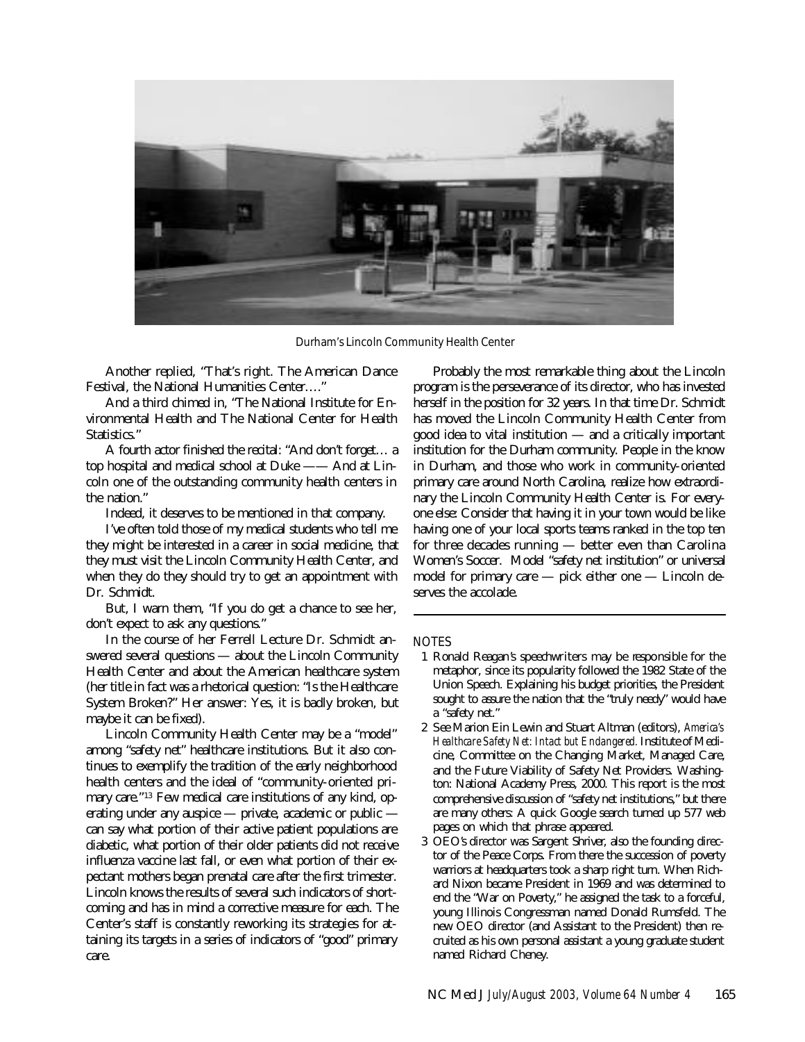Durham's Lincoln Community Health Center

Another replied, "That's right. The American Dance Festival, the National Humanities Center…."

And a third chimed in, "The National Institute for Environmental Health and The National Center for Health Statistics."

A fourth actor finished the recital: "And don't forget… a top hospital and medical school at Duke —— And at Lincoln one of the outstanding community health centers in the nation."

Indeed, it deserves to be mentioned in that company.

I've often told those of my medical students who tell me they might be interested in a career in social medicine, that they must visit the Lincoln Community Health Center, and when they do they should try to get an appointment with Dr. Schmidt.

But, I warn them, "If you do get a chance to see her, don't expect to ask any questions."

In the course of her Ferrell Lecture Dr. Schmidt answered several questions — about the Lincoln Community Health Center and about the American healthcare system (her title in fact was a rhetorical question: "Is the Healthcare System Broken?" Her answer: Yes, it is badly broken, but maybe it can be fixed).

Lincoln Community Health Center may be a "model" among "safety net" healthcare institutions. But it also continues to exemplify the tradition of the early neighborhood health centers and the ideal of "community-oriented primary care."[13] Few medical care institutions of any kind, operating under any auspice — private, academic or public — can say what portion of their active patient populations are diabetic, what portion of their older patients did not receive influenza vaccine last fall, or even what portion of their expectant mothers began prenatal care after the first trimester. Lincoln knows the results of several such indicators of shortcoming and has in mind a corrective measure for each. The Center's staff is constantly reworking its strategies for attaining its targets in a series of indicators of "good" primary care.

Probably the most remarkable thing about the Lincoln program is the perseverance of its director, who has invested herself in the position for 32 years. In that time Dr. Schmidt has moved the Lincoln Community Health Center from good idea to vital institution — and a critically important institution for the Durham community. People in the know in Durham, and those who work in community-oriented primary care around North Carolina, realize how extraordinary the Lincoln Community Health Center is. For everyone else: Consider that having it in your town would be like having one of your local sports teams ranked in the top ten for three decades running — better even than Carolina Women's Soccer. Model "safety net institution" or universal model for primary care — pick either one — Lincoln deserves the accolade.

---

NOTES

1 Ronald Reagan's speechwriters may be responsible for the metaphor, since its popularity followed the 1982 State of the Union Speech. Explaining his budget priorities, the President sought to assure the nation that the "truly needy" would have a "safety net."

2 See Marion Ein Lewin and Stuart Altman (editors), *America's Healthcare Safety Net: Intact but Endangered.* Institute of Medicine, Committee on the Changing Market, Managed Care, and the Future Viability of Safety Net Providers. Washington: National Academy Press, 2000. This report is the most comprehensive discussion of "safety net institutions," but there are many others: A quick Google search turned up 577 web pages on which that phrase appeared.

3 OEO's director was Sargent Shriver, also the founding director of the Peace Corps. From there the succession of poverty warriors at headquarters took a sharp right turn. When Richard Nixon became President in 1969 and was determined to end the "War on Poverty," he assigned the task to a forceful, young Illinois Congressman named Donald Rumsfeld. The new OEO director (and Assistant to the President) then recruited as his own personal assistant a young graduate student named Richard Cheney.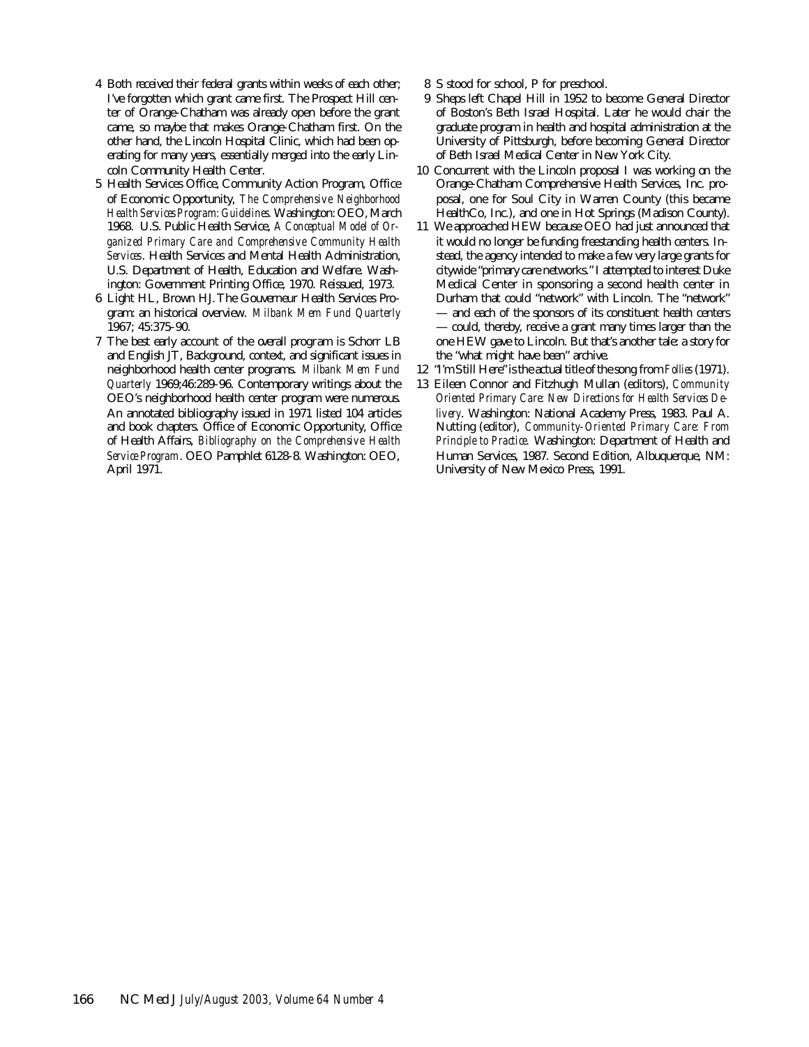4 Both received their federal grants within weeks of each other; I've forgotten which grant came first. The Prospect Hill center of Orange-Chatham was already open before the grant came, so maybe that makes Orange-Chatham first. On the other hand, the Lincoln Hospital Clinic, which had been operating for many years, essentially merged into the early Lincoln Community Health Center.

5 Health Services Office, Community Action Program, Office of Economic Opportunity, *The Comprehensive Neighborhood Health Services Program: Guidelines.* Washington: OEO, March 1968. U.S. Public Health Service, *A Conceptual Model of Organized Primary Care and Comprehensive Community Health Services*. Health Services and Mental Health Administration, U.S. Department of Health, Education and Welfare. Washington: Government Printing Office, 1970. Reissued, 1973.

6 Light HL, Brown HJ. The Gouverneur Health Services Program: an historical overview. *Milbank Mem Fund Quarterly* 1967; 45:375-90.

7 The best early account of the overall program is Schorr LB and English JT, Background, context, and significant issues in neighborhood health center programs. *Milbank Mem Fund Quarterly* 1969;46:289-96. Contemporary writings about the OEO's neighborhood health center program were numerous. An annotated bibliography issued in 1971 listed 104 articles and book chapters. Office of Economic Opportunity, Office of Health Affairs, *Bibliography on the Comprehensive Health Service Program*. OEO Pamphlet 6128-8. Washington: OEO, April 1971.

8 S stood for school, P for preschool.

9 Sheps left Chapel Hill in 1952 to become General Director of Boston's Beth Israel Hospital. Later he would chair the graduate program in health and hospital administration at the University of Pittsburgh, before becoming General Director of Beth Israel Medical Center in New York City.

10 Concurrent with the Lincoln proposal I was working on the Orange-Chatham Comprehensive Health Services, Inc. proposal, one for Soul City in Warren County (this became HealthCo, Inc.), and one in Hot Springs (Madison County).

11 We approached HEW because OEO had just announced that it would no longer be funding freestanding health centers. Instead, the agency intended to make a few very large grants for citywide "primary care networks." I attempted to interest Duke Medical Center in sponsoring a second health center in Durham that could "network" with Lincoln. The "network" — and each of the sponsors of its constituent health centers — could, thereby, receive a grant many times larger than the one HEW gave to Lincoln. But that's another tale: a story for the "what might have been" archive.

12 "I'm Still Here" is the actual title of the song from *Follies* (1971).

13 Eileen Connor and Fitzhugh Mullan (editors), *Community Oriented Primary Care: New Directions for Health Services Delivery*. Washington: National Academy Press, 1983. Paul A. Nutting (editor), *Community-Oriented Primary Care: From Principle to Practice.* Washington: Department of Health and Human Services, 1987. Second Edition, Albuquerque, NM: University of New Mexico Press, 1991.